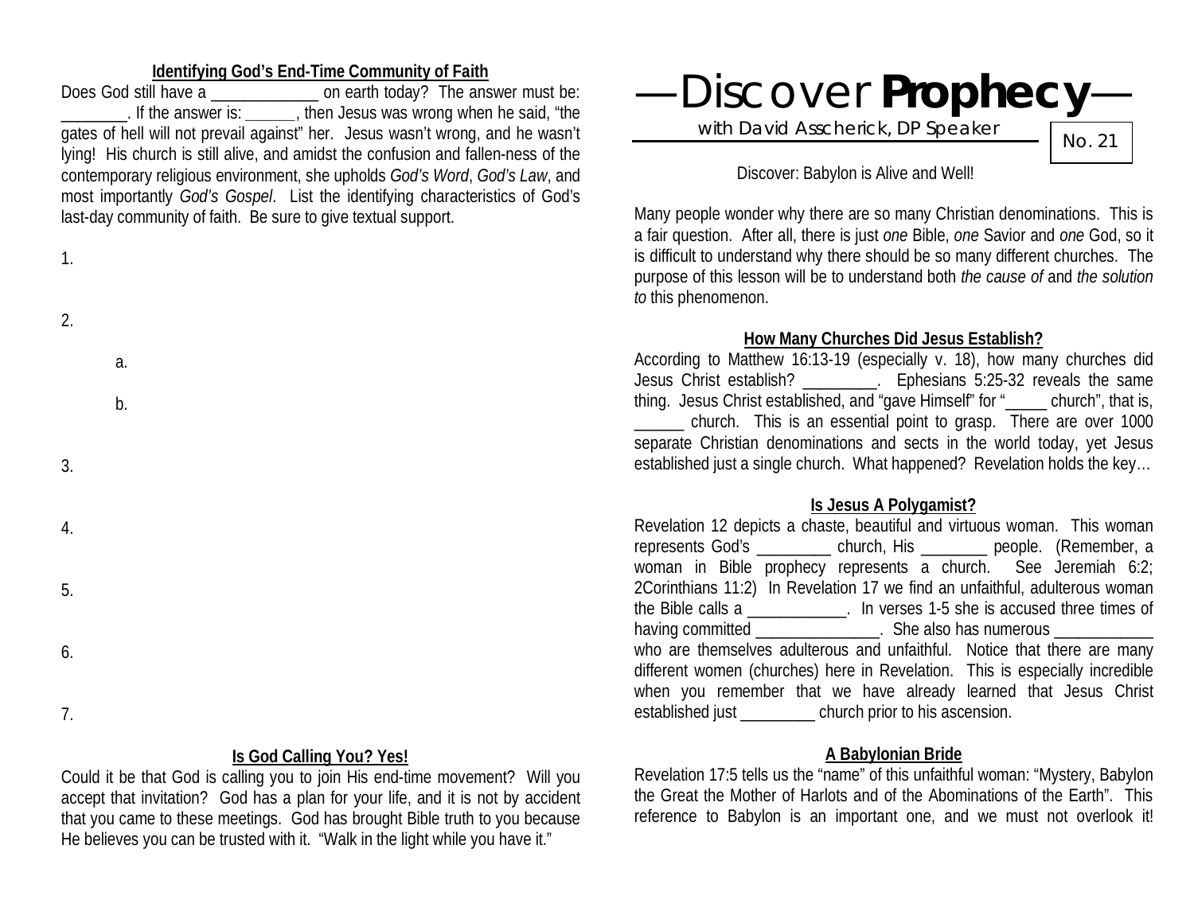# —Discover **Prophecy**—

with David Asscherick, DP Speaker

No. 21

Discover: Babylon is Alive and Well!

Many people wonder why there are so many Christian denominations. This is a fair question. After all, there is just *one* Bible, *one* Savior and *one* God, so it is difficult to understand why there should be so many different churches. The purpose of this lesson will be to understand both *the cause of* and *the solution to* this phenomenon.

### How Many Churches Did Jesus Establish?

According to Matthew 16:13-19 (especially v. 18), how many churches did Jesus Christ establish? _________. Ephesians 5:25-32 reveals the same thing. Jesus Christ established, and "gave Himself" for "_____ church", that is, ______ church. This is an essential point to grasp. There are over 1000 separate Christian denominations and sects in the world today, yet Jesus established just a single church. What happened? Revelation holds the key…

### Is Jesus A Polygamist?

Revelation 12 depicts a chaste, beautiful and virtuous woman. This woman represents God's _________ church, His ________ people. (Remember, a woman in Bible prophecy represents a church. See Jeremiah 6:2; 2Corinthians 11:2) In Revelation 17 we find an unfaithful, adulterous woman the Bible calls a ____________. In verses 1-5 she is accused three times of having committed _______________. She also has numerous ____________ who are themselves adulterous and unfaithful. Notice that there are many different women (churches) here in Revelation. This is especially incredible when you remember that we have already learned that Jesus Christ established just _________ church prior to his ascension.

### A Babylonian Bride

Revelation 17:5 tells us the "name" of this unfaithful woman: "Mystery, Babylon the Great the Mother of Harlots and of the Abominations of the Earth". This reference to Babylon is an important one, and we must not overlook it!

### Identifying God's End-Time Community of Faith

Does God still have a _____________ on earth today? The answer must be: ________. If the answer is: ______, then Jesus was wrong when he said, "the gates of hell will not prevail against" her. Jesus wasn't wrong, and he wasn't lying! His church is still alive, and amidst the confusion and fallen-ness of the contemporary religious environment, she upholds *God's Word*, *God's Law*, and most importantly *God's Gospel*. List the identifying characteristics of God's last-day community of faith. Be sure to give textual support.

1.

2.

   a.

   b.

3.

4.

5.

6.

7.

### Is God Calling You? Yes!

Could it be that God is calling you to join His end-time movement? Will you accept that invitation? God has a plan for your life, and it is not by accident that you came to these meetings. God has brought Bible truth to you because He believes you can be trusted with it. "Walk in the light while you have it."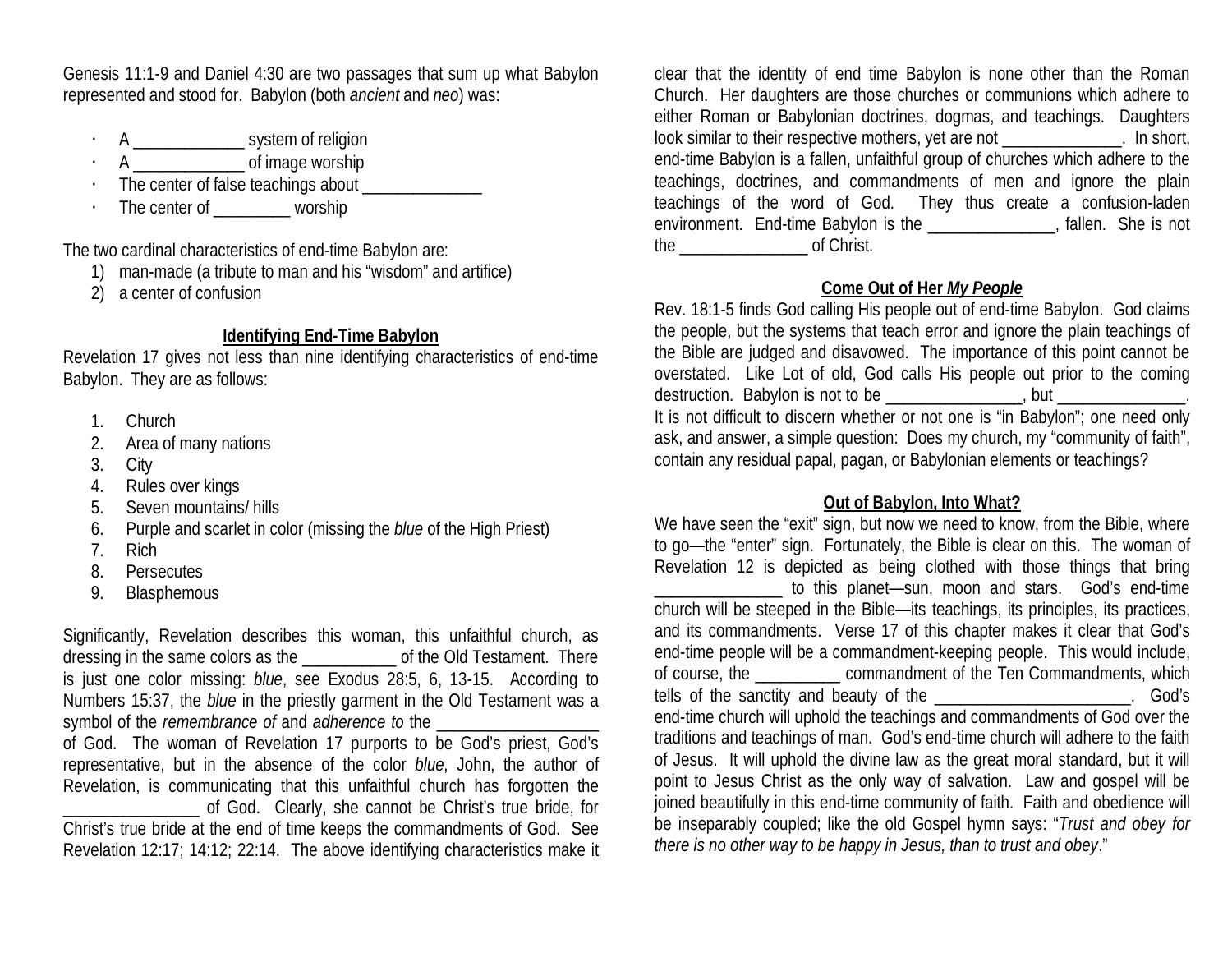Genesis 11:1-9 and Daniel 4:30 are two passages that sum up what Babylon represented and stood for. Babylon (both *ancient* and *neo*) was:

- A _____________ system of religion
- A _____________ of image worship
- The center of false teachings about ______________
- The center of _________ worship

The two cardinal characteristics of end-time Babylon are:

1) man-made (a tribute to man and his "wisdom" and artifice)
2) a center of confusion

**Identifying End-Time Babylon**

Revelation 17 gives not less than nine identifying characteristics of end-time Babylon. They are as follows:

1. Church
2. Area of many nations
3. City
4. Rules over kings
5. Seven mountains/ hills
6. Purple and scarlet in color (missing the *blue* of the High Priest)
7. Rich
8. Persecutes
9. Blasphemous

Significantly, Revelation describes this woman, this unfaithful church, as dressing in the same colors as the ___________ of the Old Testament. There is just one color missing: *blue*, see Exodus 28:5, 6, 13-15. According to Numbers 15:37, the *blue* in the priestly garment in the Old Testament was a symbol of the *remembrance of* and *adherence to* the __________________ of God. The woman of Revelation 17 purports to be God's priest, God's representative, but in the absence of the color *blue*, John, the author of Revelation, is communicating that this unfaithful church has forgotten the ________________ of God. Clearly, she cannot be Christ's true bride, for Christ's true bride at the end of time keeps the commandments of God. See Revelation 12:17; 14:12; 22:14. The above identifying characteristics make it clear that the identity of end time Babylon is none other than the Roman Church. Her daughters are those churches or communions which adhere to either Roman or Babylonian doctrines, dogmas, and teachings. Daughters look similar to their respective mothers, yet are not ______________. In short, end-time Babylon is a fallen, unfaithful group of churches which adhere to the teachings, doctrines, and commandments of men and ignore the plain teachings of the word of God. They thus create a confusion-laden environment. End-time Babylon is the _______________, fallen. She is not the _______________ of Christ.

**Come Out of Her *My People***

Rev. 18:1-5 finds God calling His people out of end-time Babylon. God claims the people, but the systems that teach error and ignore the plain teachings of the Bible are judged and disavowed. The importance of this point cannot be overstated. Like Lot of old, God calls His people out prior to the coming destruction. Babylon is not to be ________________, but _______________. It is not difficult to discern whether or not one is "in Babylon"; one need only ask, and answer, a simple question: Does my church, my "community of faith", contain any residual papal, pagan, or Babylonian elements or teachings?

**Out of Babylon, Into What?**

We have seen the "exit" sign, but now we need to know, from the Bible, where to go—the "enter" sign. Fortunately, the Bible is clear on this. The woman of Revelation 12 is depicted as being clothed with those things that bring _______________ to this planet—sun, moon and stars. God's end-time church will be steeped in the Bible—its teachings, its principles, its practices, and its commandments. Verse 17 of this chapter makes it clear that God's end-time people will be a commandment-keeping people. This would include, of course, the __________ commandment of the Ten Commandments, which tells of the sanctity and beauty of the _______________________. God's end-time church will uphold the teachings and commandments of God over the traditions and teachings of man. God's end-time church will adhere to the faith of Jesus. It will uphold the divine law as the great moral standard, but it will point to Jesus Christ as the only way of salvation. Law and gospel will be joined beautifully in this end-time community of faith. Faith and obedience will be inseparably coupled; like the old Gospel hymn says: "*Trust and obey for there is no other way to be happy in Jesus, than to trust and obey*."